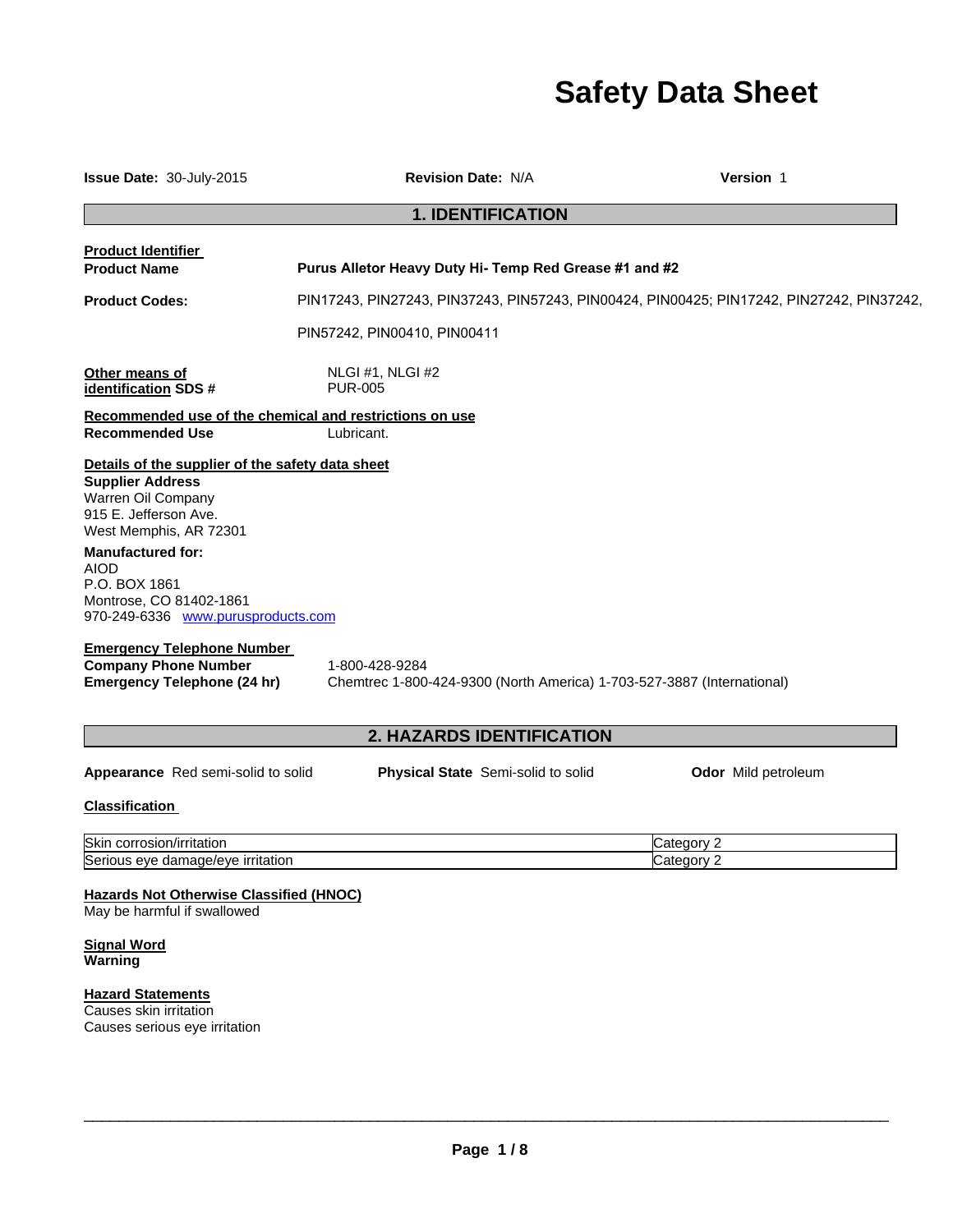# Safety Data Sheet

**Issue Date:** 30-July-2015 **Revision Date:** N/A **Version** 1

## 1. IDENTIFICATION

**Product Identifier**

**Product Name** **Purus Alletor Heavy Duty Hi- Temp Red Grease #1 and #2**

**Product Codes:** PIN17243, PIN27243, PIN37243, PIN57243, PIN00424, PIN00425; PIN17242, PIN27242, PIN37242, PIN57242, PIN00410, PIN00411

**Other means of identification** NLGI #1, NLGI #2
**SDS #** PUR-005

**Recommended use of the chemical and restrictions on use**
**Recommended Use** Lubricant.

**Details of the supplier of the safety data sheet**
**Supplier Address**
Warren Oil Company
915 E. Jefferson Ave.
West Memphis, AR 72301

**Manufactured for:**
AIOD
P.O. BOX 1861
Montrose, CO 81402-1861
970-249-6336 www.purusproducts.com

**Emergency Telephone Number**
**Company Phone Number** 1-800-428-9284
**Emergency Telephone (24 hr)** Chemtrec 1-800-424-9300 (North America) 1-703-527-3887 (International)

## 2. HAZARDS IDENTIFICATION

**Appearance** Red semi-solid to solid **Physical State** Semi-solid to solid **Odor** Mild petroleum

**Classification**

| Hazard | Category |
|---|---|
| Skin corrosion/irritation | Category 2 |
| Serious eye damage/eye irritation | Category 2 |

**Hazards Not Otherwise Classified (HNOC)**
May be harmful if swallowed

**Signal Word**
**Warning**

**Hazard Statements**
Causes skin irritation
Causes serious eye irritation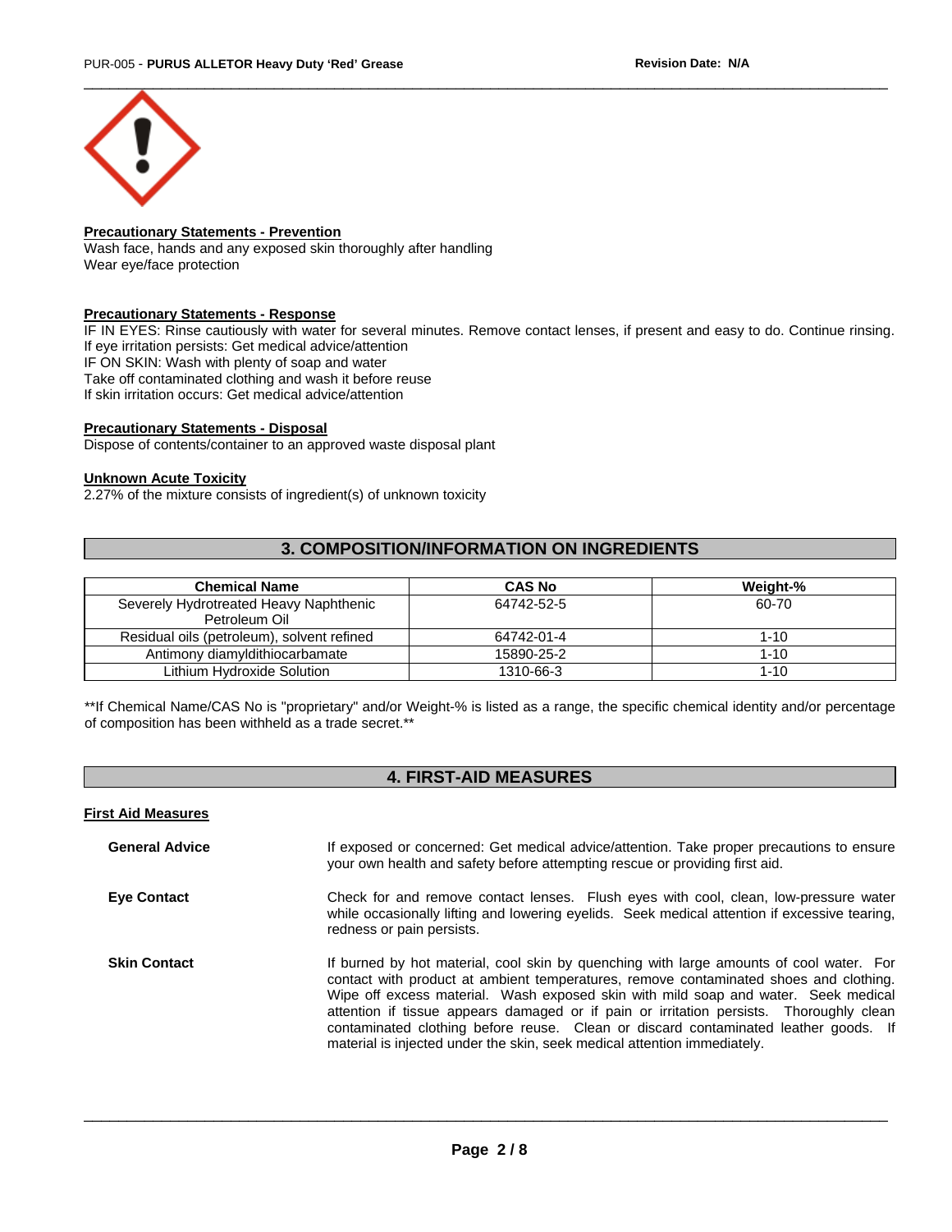**Precautionary Statements - Prevention**

Wash face, hands and any exposed skin thoroughly after handling
Wear eye/face protection

**Precautionary Statements - Response**

IF IN EYES: Rinse cautiously with water for several minutes. Remove contact lenses, if present and easy to do. Continue rinsing.
If eye irritation persists: Get medical advice/attention
IF ON SKIN: Wash with plenty of soap and water
Take off contaminated clothing and wash it before reuse
If skin irritation occurs: Get medical advice/attention

**Precautionary Statements - Disposal**

Dispose of contents/container to an approved waste disposal plant

**Unknown Acute Toxicity**

2.27% of the mixture consists of ingredient(s) of unknown toxicity

## 3. COMPOSITION/INFORMATION ON INGREDIENTS

| Chemical Name | CAS No | Weight-% |
|---|---|---|
| Severely Hydrotreated Heavy Naphthenic Petroleum Oil | 64742-52-5 | 60-70 |
| Residual oils (petroleum), solvent refined | 64742-01-4 | 1-10 |
| Antimony diamyldithiocarbamate | 15890-25-2 | 1-10 |
| Lithium Hydroxide Solution | 1310-66-3 | 1-10 |

**If Chemical Name/CAS No is "proprietary" and/or Weight-% is listed as a range, the specific chemical identity and/or percentage of composition has been withheld as a trade secret.**

## 4. FIRST-AID MEASURES

**First Aid Measures**

**General Advice** If exposed or concerned: Get medical advice/attention. Take proper precautions to ensure your own health and safety before attempting rescue or providing first aid.

**Eye Contact** Check for and remove contact lenses. Flush eyes with cool, clean, low-pressure water while occasionally lifting and lowering eyelids. Seek medical attention if excessive tearing, redness or pain persists.

**Skin Contact** If burned by hot material, cool skin by quenching with large amounts of cool water. For contact with product at ambient temperatures, remove contaminated shoes and clothing. Wipe off excess material. Wash exposed skin with mild soap and water. Seek medical attention if tissue appears damaged or if pain or irritation persists. Thoroughly clean contaminated clothing before reuse. Clean or discard contaminated leather goods. If material is injected under the skin, seek medical attention immediately.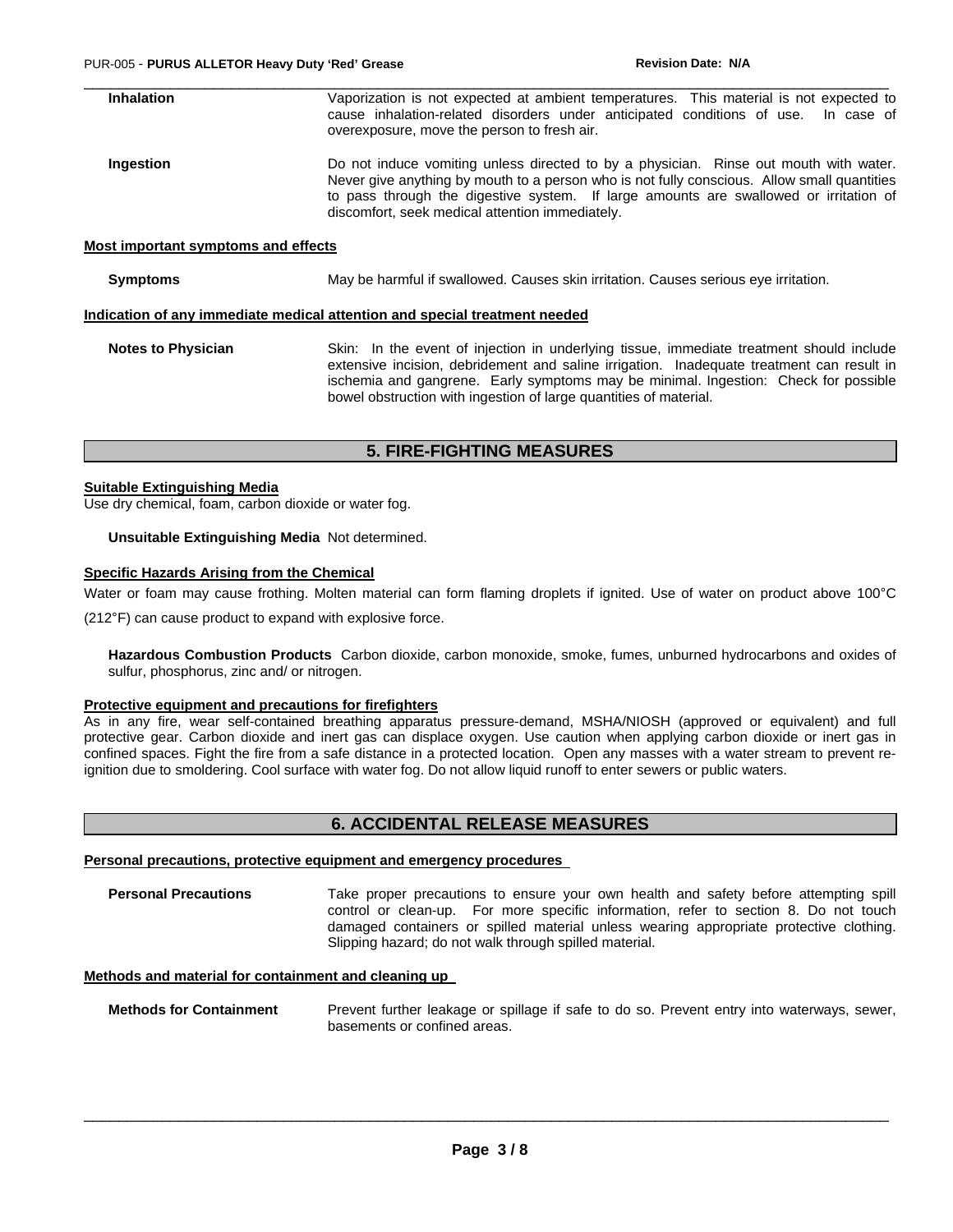**Inhalation** Vaporization is not expected at ambient temperatures. This material is not expected to cause inhalation-related disorders under anticipated conditions of use. In case of overexposure, move the person to fresh air.

**Ingestion** Do not induce vomiting unless directed to by a physician. Rinse out mouth with water. Never give anything by mouth to a person who is not fully conscious. Allow small quantities to pass through the digestive system. If large amounts are swallowed or irritation of discomfort, seek medical attention immediately.

**Most important symptoms and effects**

**Symptoms** May be harmful if swallowed. Causes skin irritation. Causes serious eye irritation.

**Indication of any immediate medical attention and special treatment needed**

**Notes to Physician** Skin: In the event of injection in underlying tissue, immediate treatment should include extensive incision, debridement and saline irrigation. Inadequate treatment can result in ischemia and gangrene. Early symptoms may be minimal. Ingestion: Check for possible bowel obstruction with ingestion of large quantities of material.

## 5. FIRE-FIGHTING MEASURES

**Suitable Extinguishing Media**

Use dry chemical, foam, carbon dioxide or water fog.

**Unsuitable Extinguishing Media** Not determined.

**Specific Hazards Arising from the Chemical**

Water or foam may cause frothing. Molten material can form flaming droplets if ignited. Use of water on product above 100°C (212°F) can cause product to expand with explosive force.

**Hazardous Combustion Products** Carbon dioxide, carbon monoxide, smoke, fumes, unburned hydrocarbons and oxides of sulfur, phosphorus, zinc and/ or nitrogen.

**Protective equipment and precautions for firefighters**

As in any fire, wear self-contained breathing apparatus pressure-demand, MSHA/NIOSH (approved or equivalent) and full protective gear. Carbon dioxide and inert gas can displace oxygen. Use caution when applying carbon dioxide or inert gas in confined spaces. Fight the fire from a safe distance in a protected location. Open any masses with a water stream to prevent re-ignition due to smoldering. Cool surface with water fog. Do not allow liquid runoff to enter sewers or public waters.

## 6. ACCIDENTAL RELEASE MEASURES

**Personal precautions, protective equipment and emergency procedures**

**Personal Precautions** Take proper precautions to ensure your own health and safety before attempting spill control or clean-up. For more specific information, refer to section 8. Do not touch damaged containers or spilled material unless wearing appropriate protective clothing. Slipping hazard; do not walk through spilled material.

**Methods and material for containment and cleaning up**

**Methods for Containment** Prevent further leakage or spillage if safe to do so. Prevent entry into waterways, sewer, basements or confined areas.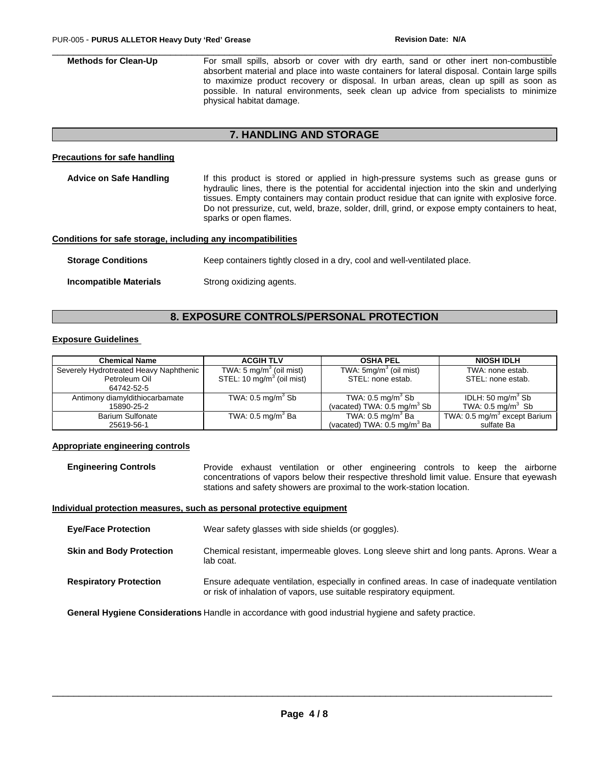**Methods for Clean-Up** For small spills, absorb or cover with dry earth, sand or other inert non-combustible absorbent material and place into waste containers for lateral disposal. Contain large spills to maximize product recovery or disposal. In urban areas, clean up spill as soon as possible. In natural environments, seek clean up advice from specialists to minimize physical habitat damage.

## 7. HANDLING AND STORAGE

**Precautions for safe handling**

**Advice on Safe Handling** If this product is stored or applied in high-pressure systems such as grease guns or hydraulic lines, there is the potential for accidental injection into the skin and underlying tissues. Empty containers may contain product residue that can ignite with explosive force. Do not pressurize, cut, weld, braze, solder, drill, grind, or expose empty containers to heat, sparks or open flames.

**Conditions for safe storage, including any incompatibilities**

**Storage Conditions** Keep containers tightly closed in a dry, cool and well-ventilated place.

**Incompatible Materials** Strong oxidizing agents.

## 8. EXPOSURE CONTROLS/PERSONAL PROTECTION

**Exposure Guidelines**

| Chemical Name | ACGIH TLV | OSHA PEL | NIOSH IDLH |
|---|---|---|---|
| Severely Hydrotreated Heavy Naphthenic Petroleum Oil 64742-52-5 | TWA: 5 mg/m$^3$ (oil mist) STEL: 10 mg/m$^3$ (oil mist) | TWA: 5mg/m$^3$ (oil mist) STEL: none estab. | TWA: none estab. STEL: none estab. |
| Antimony diamyldithiocarbamate 15890-25-2 | TWA: 0.5 mg/m$^3$ Sb | TWA: 0.5 mg/m$^3$ Sb (vacated) TWA: 0.5 mg/m$^3$ Sb | IDLH: 50 mg/m$^3$ Sb TWA: 0.5 mg/m$^3$ Sb |
| Barium Sulfonate 25619-56-1 | TWA: 0.5 mg/m$^3$ Ba | TWA: 0.5 mg/m$^3$ Ba (vacated) TWA: 0.5 mg/m$^3$ Ba | TWA: 0.5 mg/m$^3$ except Barium sulfate Ba |

**Appropriate engineering controls**

**Engineering Controls** Provide exhaust ventilation or other engineering controls to keep the airborne concentrations of vapors below their respective threshold limit value. Ensure that eyewash stations and safety showers are proximal to the work-station location.

**Individual protection measures, such as personal protective equipment**

**Eye/Face Protection** Wear safety glasses with side shields (or goggles).

**Skin and Body Protection** Chemical resistant, impermeable gloves. Long sleeve shirt and long pants. Aprons. Wear a lab coat.

**Respiratory Protection** Ensure adequate ventilation, especially in confined areas. In case of inadequate ventilation or risk of inhalation of vapors, use suitable respiratory equipment.

**General Hygiene Considerations** Handle in accordance with good industrial hygiene and safety practice.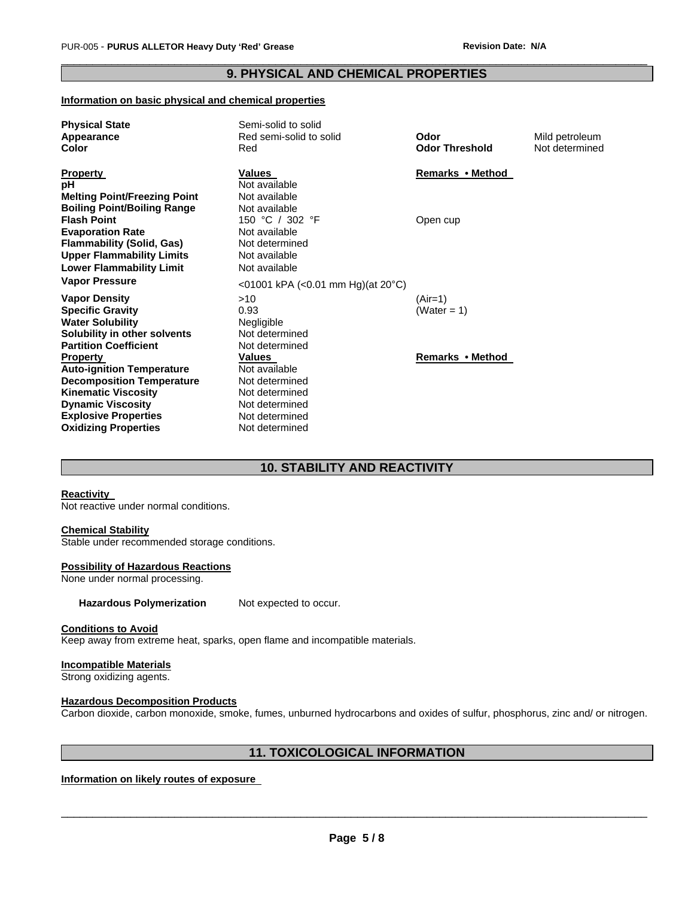## 9. PHYSICAL AND CHEMICAL PROPERTIES

**Information on basic physical and chemical properties**

| | | | |
|---|---|---|---|
| **Physical State** | Semi-solid to solid | | |
| **Appearance** | Red semi-solid to solid | **Odor** | Mild petroleum |
| **Color** | Red | **Odor Threshold** | Not determined |

| **Property** | **Values** | **Remarks • Method** |
|---|---|---|
| **pH** | Not available | |
| **Melting Point/Freezing Point** | Not available | |
| **Boiling Point/Boiling Range** | Not available | |
| **Flash Point** | 150 °C / 302 °F | Open cup |
| **Evaporation Rate** | Not available | |
| **Flammability (Solid, Gas)** | Not determined | |
| **Upper Flammability Limits** | Not available | |
| **Lower Flammability Limit** | Not available | |
| **Vapor Pressure** | <01001 kPA (<0.01 mm Hg)(at 20°C) | |
| **Vapor Density** | >10 | (Air=1) |
| **Specific Gravity** | 0.93 | (Water = 1) |
| **Water Solubility** | Negligible | |
| **Solubility in other solvents** | Not determined | |
| **Partition Coefficient** | Not determined | |

| **Property** | **Values** | **Remarks • Method** |
|---|---|---|
| **Auto-ignition Temperature** | Not available | |
| **Decomposition Temperature** | Not determined | |
| **Kinematic Viscosity** | Not determined | |
| **Dynamic Viscosity** | Not determined | |
| **Explosive Properties** | Not determined | |
| **Oxidizing Properties** | Not determined | |

## 10. STABILITY AND REACTIVITY

**Reactivity**

Not reactive under normal conditions.

**Chemical Stability**

Stable under recommended storage conditions.

**Possibility of Hazardous Reactions**

None under normal processing.

**Hazardous Polymerization** Not expected to occur.

**Conditions to Avoid**

Keep away from extreme heat, sparks, open flame and incompatible materials.

**Incompatible Materials**

Strong oxidizing agents.

**Hazardous Decomposition Products**

Carbon dioxide, carbon monoxide, smoke, fumes, unburned hydrocarbons and oxides of sulfur, phosphorus, zinc and/ or nitrogen.

## 11. TOXICOLOGICAL INFORMATION

**Information on likely routes of exposure**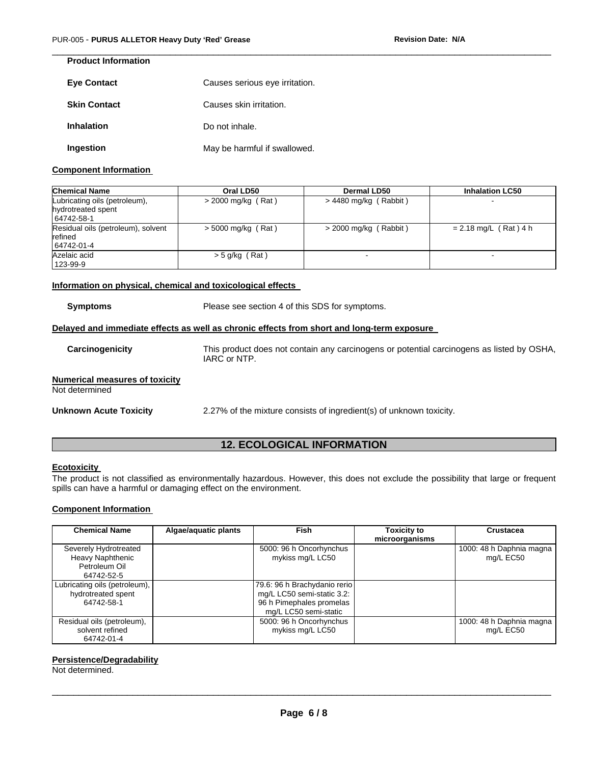**Product Information**

| | |
|---|---|
| **Eye Contact** | Causes serious eye irritation. |
| **Skin Contact** | Causes skin irritation. |
| **Inhalation** | Do not inhale. |
| **Ingestion** | May be harmful if swallowed. |

**Component Information**

| Chemical Name | Oral LD50 | Dermal LD50 | Inhalation LC50 |
|---|---|---|---|
| Lubricating oils (petroleum), hydrotreated spent 64742-58-1 | > 2000 mg/kg ( Rat ) | > 4480 mg/kg ( Rabbit ) | - |
| Residual oils (petroleum), solvent refined 64742-01-4 | > 5000 mg/kg ( Rat ) | > 2000 mg/kg ( Rabbit ) | = 2.18 mg/L ( Rat ) 4 h |
| Azelaic acid 123-99-9 | > 5 g/kg ( Rat ) | - | - |

**Information on physical, chemical and toxicological effects**

**Symptoms** Please see section 4 of this SDS for symptoms.

**Delayed and immediate effects as well as chronic effects from short and long-term exposure**

**Carcinogenicity** This product does not contain any carcinogens or potential carcinogens as listed by OSHA, IARC or NTP.

**Numerical measures of toxicity**
Not determined

**Unknown Acute Toxicity** 2.27% of the mixture consists of ingredient(s) of unknown toxicity.

## 12. ECOLOGICAL INFORMATION

**Ecotoxicity**
The product is not classified as environmentally hazardous. However, this does not exclude the possibility that large or frequent spills can have a harmful or damaging effect on the environment.

**Component Information**

| Chemical Name | Algae/aquatic plants | Fish | Toxicity to microorganisms | Crustacea |
|---|---|---|---|---|
| Severely Hydrotreated Heavy Naphthenic Petroleum Oil 64742-52-5 | | 5000: 96 h Oncorhynchus mykiss mg/L LC50 | | 1000: 48 h Daphnia magna mg/L EC50 |
| Lubricating oils (petroleum), hydrotreated spent 64742-58-1 | | 79.6: 96 h Brachydanio rerio mg/L LC50 semi-static 3.2: 96 h Pimephales promelas mg/L LC50 semi-static | | |
| Residual oils (petroleum), solvent refined 64742-01-4 | | 5000: 96 h Oncorhynchus mykiss mg/L LC50 | | 1000: 48 h Daphnia magna mg/L EC50 |

**Persistence/Degradability**
Not determined.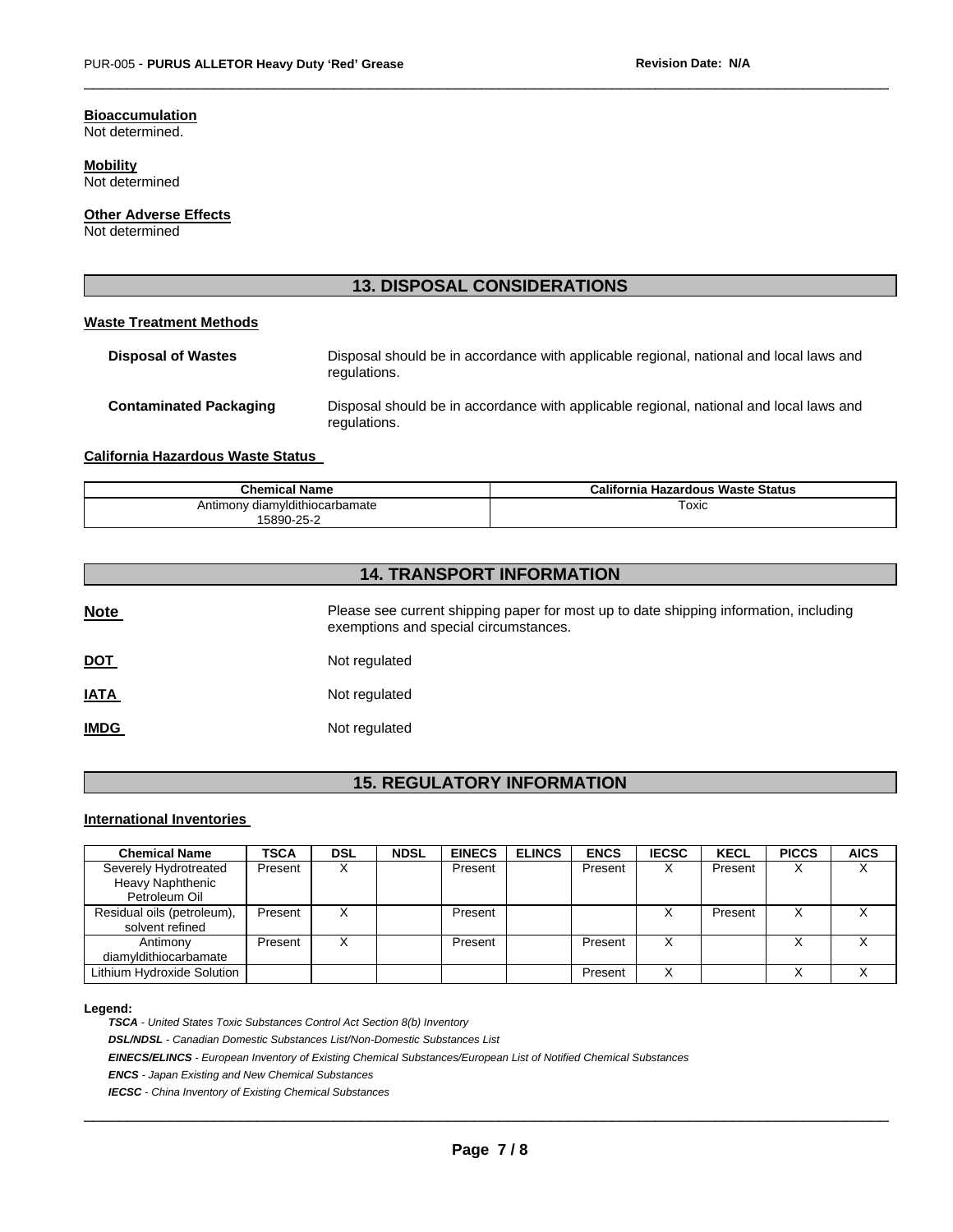**Bioaccumulation**
Not determined.

**Mobility**
Not determined

**Other Adverse Effects**
Not determined

## 13. DISPOSAL CONSIDERATIONS

**Waste Treatment Methods**

**Disposal of Wastes** Disposal should be in accordance with applicable regional, national and local laws and regulations.

**Contaminated Packaging** Disposal should be in accordance with applicable regional, national and local laws and regulations.

**California Hazardous Waste Status**

| Chemical Name | California Hazardous Waste Status |
|---|---|
| Antimony diamyldithiocarbamate 15890-25-2 | Toxic |

## 14. TRANSPORT INFORMATION

**Note** Please see current shipping paper for most up to date shipping information, including exemptions and special circumstances.

**DOT** Not regulated

**IATA** Not regulated

**IMDG** Not regulated

## 15. REGULATORY INFORMATION

**International Inventories**

| Chemical Name | TSCA | DSL | NDSL | EINECS | ELINCS | ENCS | IECSC | KECL | PICCS | AICS |
|---|---|---|---|---|---|---|---|---|---|---|
| Severely Hydrotreated Heavy Naphthenic Petroleum Oil | Present | X | | Present | | Present | X | Present | X | X |
| Residual oils (petroleum), solvent refined | Present | X | | Present | | | X | Present | X | X |
| Antimony diamyldithiocarbamate | Present | X | | Present | | Present | X | | X | X |
| Lithium Hydroxide Solution | | | | | | Present | X | | X | X |

**Legend:**

***TSCA*** *- United States Toxic Substances Control Act Section 8(b) Inventory*

***DSL/NDSL*** *- Canadian Domestic Substances List/Non-Domestic Substances List*

***EINECS/ELINCS*** *- European Inventory of Existing Chemical Substances/European List of Notified Chemical Substances*

***ENCS*** *- Japan Existing and New Chemical Substances*

***IECSC*** *- China Inventory of Existing Chemical Substances*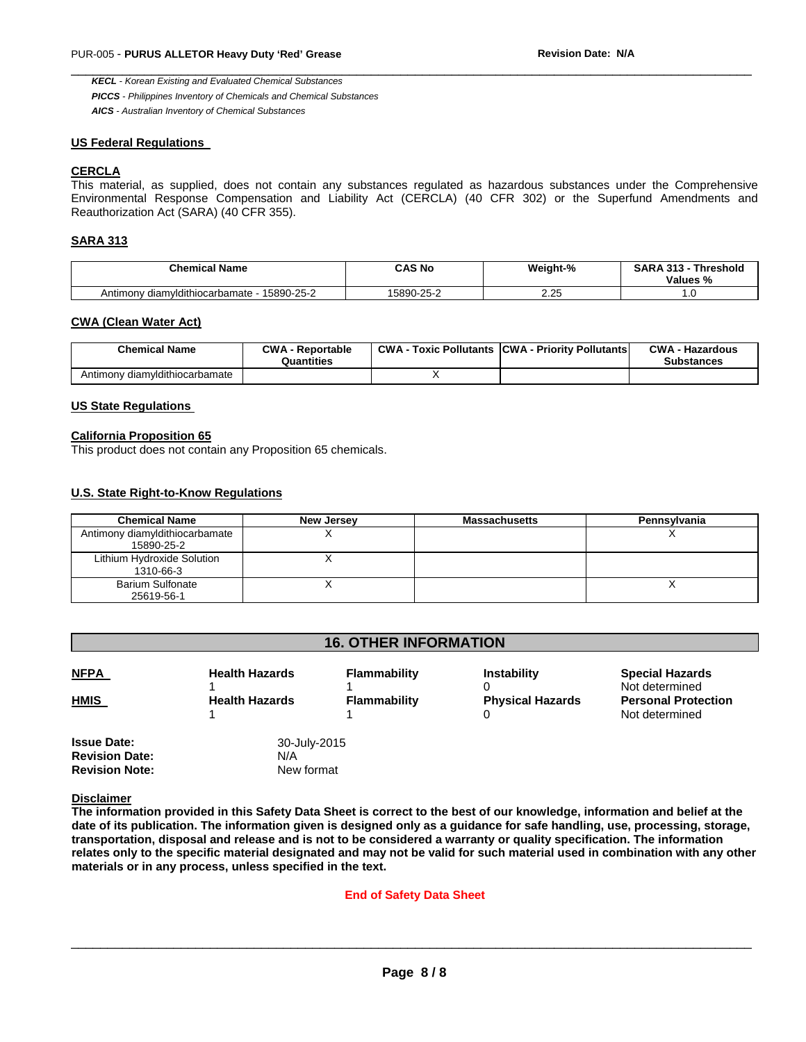***KECL*** *- Korean Existing and Evaluated Chemical Substances*
***PICCS*** *- Philippines Inventory of Chemicals and Chemical Substances*
***AICS*** *- Australian Inventory of Chemical Substances*

## US Federal Regulations

### CERCLA

This material, as supplied, does not contain any substances regulated as hazardous substances under the Comprehensive Environmental Response Compensation and Liability Act (CERCLA) (40 CFR 302) or the Superfund Amendments and Reauthorization Act (SARA) (40 CFR 355).

### SARA 313

| Chemical Name | CAS No | Weight-% | SARA 313 - Threshold Values % |
|---|---|---|---|
| Antimony diamyldithiocarbamate - 15890-25-2 | 15890-25-2 | 2.25 | 1.0 |

### CWA (Clean Water Act)

| Chemical Name | CWA - Reportable Quantities | CWA - Toxic Pollutants | CWA - Priority Pollutants | CWA - Hazardous Substances |
|---|---|---|---|---|
| Antimony diamyldithiocarbamate | | X | | |

## US State Regulations

### California Proposition 65

This product does not contain any Proposition 65 chemicals.

### U.S. State Right-to-Know Regulations

| Chemical Name | New Jersey | Massachusetts | Pennsylvania |
|---|---|---|---|
| Antimony diamyldithiocarbamate 15890-25-2 | X | | X |
| Lithium Hydroxide Solution 1310-66-3 | X | | |
| Barium Sulfonate 25619-56-1 | X | | X |

# 16. OTHER INFORMATION

| | | | | |
|---|---|---|---|---|
| **NFPA** | **Health Hazards** 1 | **Flammability** 1 | **Instability** 0 | **Special Hazards** Not determined |
| **HMIS** | **Health Hazards** 1 | **Flammability** 1 | **Physical Hazards** 0 | **Personal Protection** Not determined |

**Issue Date:** 30-July-2015
**Revision Date:** N/A
**Revision Note:** New format

### Disclaimer

**The information provided in this Safety Data Sheet is correct to the best of our knowledge, information and belief at the date of its publication. The information given is designed only as a guidance for safe handling, use, processing, storage, transportation, disposal and release and is not to be considered a warranty or quality specification. The information relates only to the specific material designated and may not be valid for such material used in combination with any other materials or in any process, unless specified in the text.**

**End of Safety Data Sheet**